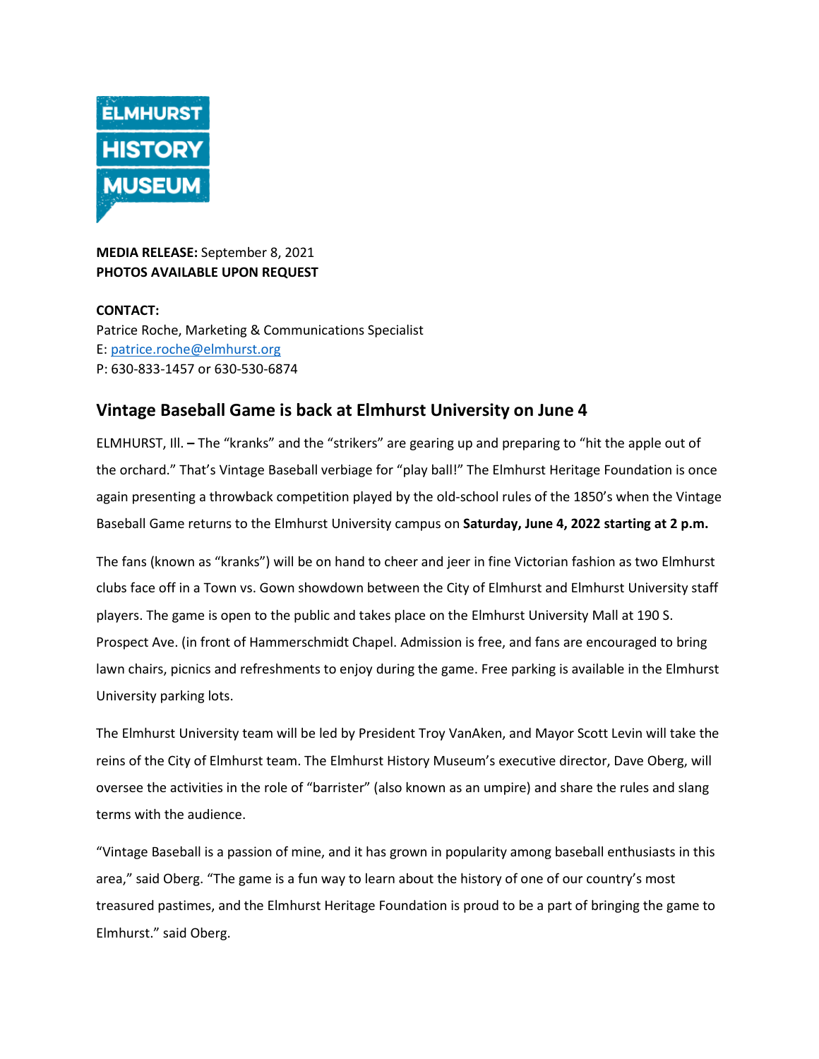ELMHURST HISTORY MUSEUM

**MEDIA RELEASE:** September 8, 2021
**PHOTOS AVAILABLE UPON REQUEST**

**CONTACT:**
Patrice Roche, Marketing & Communications Specialist
E: patrice.roche@elmhurst.org
P: 630-833-1457 or 630-530-6874

## Vintage Baseball Game is back at Elmhurst University on June 4

ELMHURST, Ill. **–** The "kranks" and the "strikers" are gearing up and preparing to "hit the apple out of the orchard." That's Vintage Baseball verbiage for "play ball!" The Elmhurst Heritage Foundation is once again presenting a throwback competition played by the old-school rules of the 1850's when the Vintage Baseball Game returns to the Elmhurst University campus on **Saturday, June 4, 2022 starting at 2 p.m.**

The fans (known as "kranks") will be on hand to cheer and jeer in fine Victorian fashion as two Elmhurst clubs face off in a Town vs. Gown showdown between the City of Elmhurst and Elmhurst University staff players. The game is open to the public and takes place on the Elmhurst University Mall at 190 S. Prospect Ave. (in front of Hammerschmidt Chapel. Admission is free, and fans are encouraged to bring lawn chairs, picnics and refreshments to enjoy during the game. Free parking is available in the Elmhurst University parking lots.

The Elmhurst University team will be led by President Troy VanAken, and Mayor Scott Levin will take the reins of the City of Elmhurst team. The Elmhurst History Museum's executive director, Dave Oberg, will oversee the activities in the role of "barrister" (also known as an umpire) and share the rules and slang terms with the audience.

"Vintage Baseball is a passion of mine, and it has grown in popularity among baseball enthusiasts in this area," said Oberg. "The game is a fun way to learn about the history of one of our country's most treasured pastimes, and the Elmhurst Heritage Foundation is proud to be a part of bringing the game to Elmhurst." said Oberg.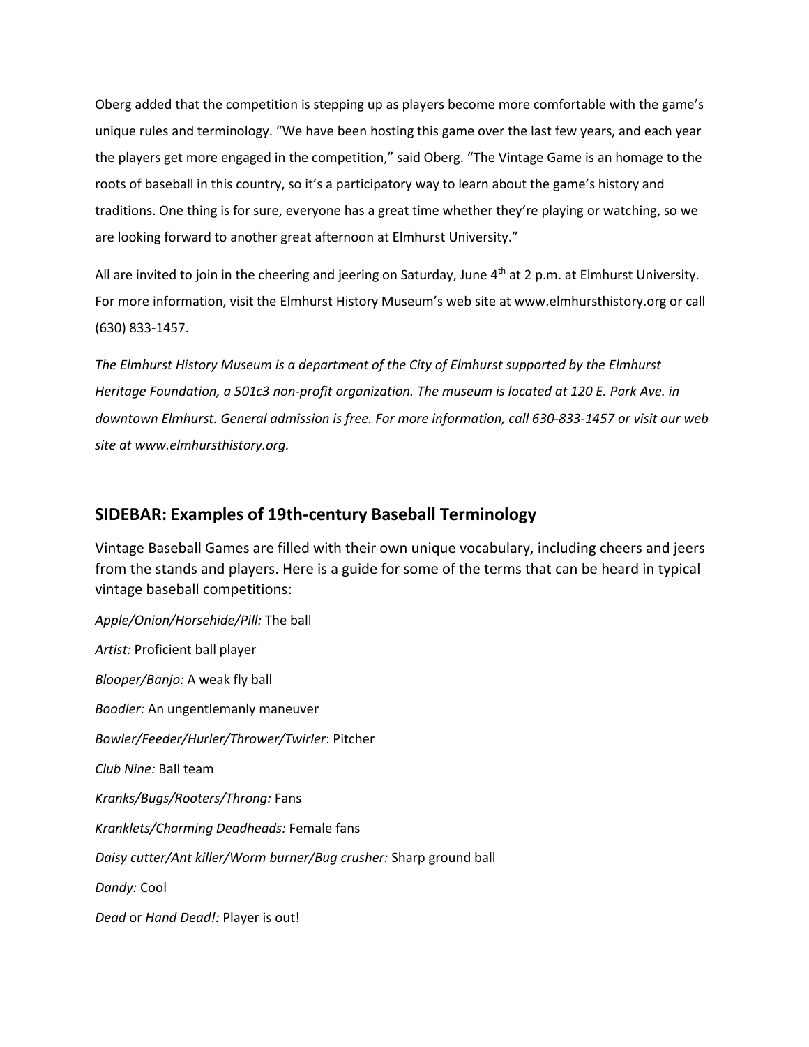Oberg added that the competition is stepping up as players become more comfortable with the game's unique rules and terminology. "We have been hosting this game over the last few years, and each year the players get more engaged in the competition," said Oberg. "The Vintage Game is an homage to the roots of baseball in this country, so it's a participatory way to learn about the game's history and traditions. One thing is for sure, everyone has a great time whether they're playing or watching, so we are looking forward to another great afternoon at Elmhurst University."

All are invited to join in the cheering and jeering on Saturday, June 4th at 2 p.m. at Elmhurst University. For more information, visit the Elmhurst History Museum's web site at www.elmhursthistory.org or call (630) 833-1457.

*The Elmhurst History Museum is a department of the City of Elmhurst supported by the Elmhurst Heritage Foundation, a 501c3 non-profit organization. The museum is located at 120 E. Park Ave. in downtown Elmhurst. General admission is free. For more information, call 630-833-1457 or visit our web site at www.elmhursthistory.org.*

## SIDEBAR: Examples of 19th-century Baseball Terminology

Vintage Baseball Games are filled with their own unique vocabulary, including cheers and jeers from the stands and players. Here is a guide for some of the terms that can be heard in typical vintage baseball competitions:

*Apple/Onion/Horsehide/Pill:* The ball

*Artist:* Proficient ball player

*Blooper/Banjo:* A weak fly ball

*Boodler:* An ungentlemanly maneuver

*Bowler/Feeder/Hurler/Thrower/Twirler*: Pitcher

*Club Nine:* Ball team

*Kranks/Bugs/Rooters/Throng:* Fans

*Kranklets/Charming Deadheads:* Female fans

*Daisy cutter/Ant killer/Worm burner/Bug crusher:* Sharp ground ball

*Dandy:* Cool

*Dead* or *Hand Dead!:* Player is out!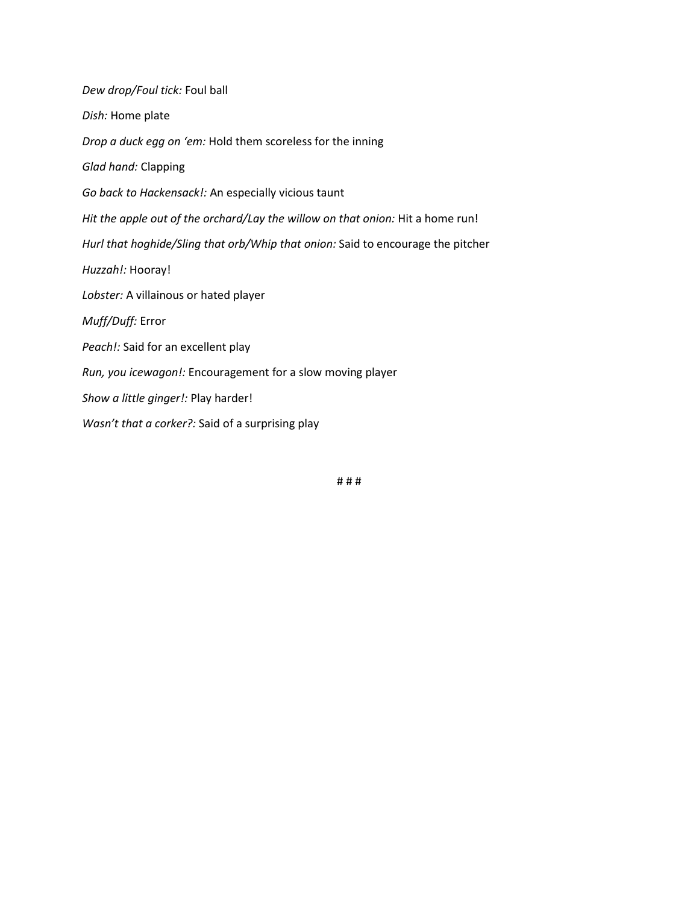*Dew drop/Foul tick:* Foul ball

*Dish:* Home plate

*Drop a duck egg on 'em:* Hold them scoreless for the inning

*Glad hand:* Clapping

*Go back to Hackensack!:* An especially vicious taunt

*Hit the apple out of the orchard/Lay the willow on that onion:* Hit a home run!

*Hurl that hoghide/Sling that orb/Whip that onion:* Said to encourage the pitcher

*Huzzah!:* Hooray!

*Lobster:* A villainous or hated player

*Muff/Duff:* Error

*Peach!:* Said for an excellent play

*Run, you icewagon!:* Encouragement for a slow moving player

*Show a little ginger!:* Play harder!

*Wasn't that a corker?:* Said of a surprising play

# # #